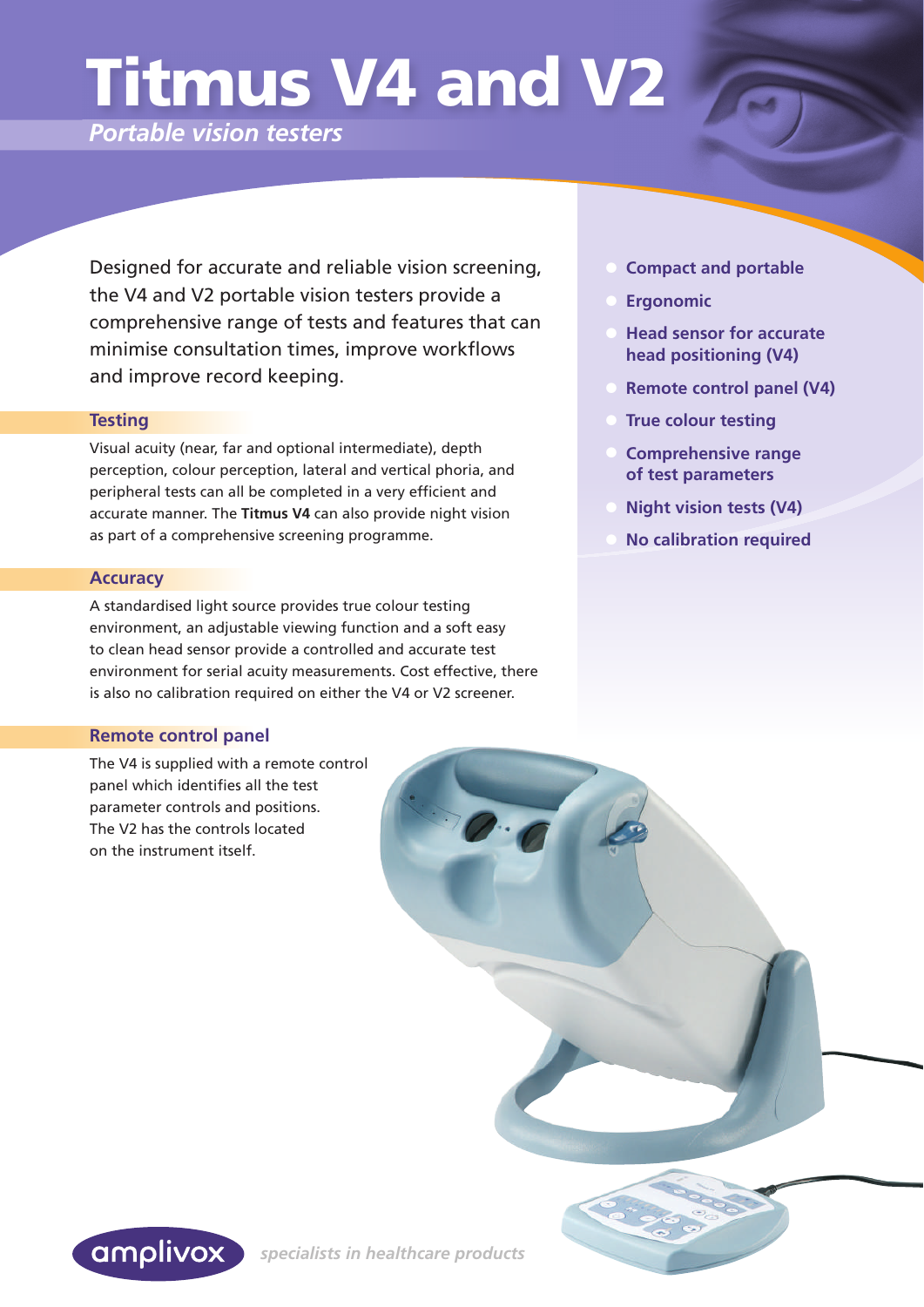# Titmus V4 and V2

*Portable vision testers*

Designed for accurate and reliable vision screening, the V4 and V2 portable vision testers provide a comprehensive range of tests and features that can minimise consultation times, improve workflows and improve record keeping.

## Testing

Visual acuity (near, far and optional intermediate), depth perception, colour perception, lateral and vertical phoria, and peripheral tests can all be completed in a very efficient and accurate manner. The **Titmus V4** can also provide night vision as part of a comprehensive screening programme.

## Accuracy

A standardised light source provides true colour testing environment, an adjustable viewing function and a soft easy to clean head sensor provide a controlled and accurate test environment for serial acuity measurements. Cost effective, there is also no calibration required on either the V4 or V2 screener.

## Remote control panel

The V4 is supplied with a remote control panel which identifies all the test parameter controls and positions. The V2 has the controls located on the instrument itself.

- **Compact and portable**
- **Ergonomic**
- **Head sensor for accurate head positioning (V4)**
- **Remote control panel (V4)**
- **True colour testing**
- **Comprehensive range of test parameters**
- **Night vision tests (V4)**
- **No calibration required**

amplivox *specialists in healthcare products*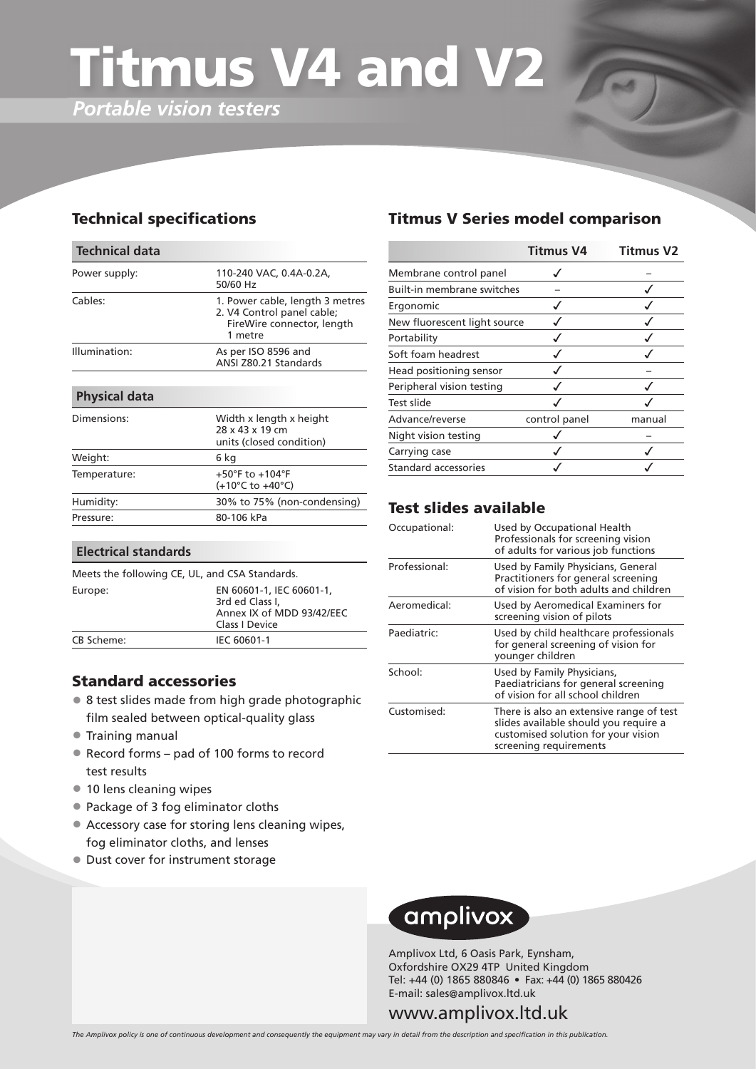# Titmus V4 and V2

*Portable vision testers*

## Technical specifications

| Technical data | |
|---|---|
| Power supply: | 110-240 VAC, 0.4A-0.2A, 50/60 Hz |
| Cables: | 1. Power cable, length 3 metres<br>2. V4 Control panel cable; FireWire connector, length 1 metre |
| Illumination: | As per ISO 8596 and ANSI Z80.21 Standards |

| Physical data | |
|---|---|
| Dimensions: | Width x length x height 28 x 43 x 19 cm units (closed condition) |
| Weight: | 6 kg |
| Temperature: | +50°F to +104°F (+10°C to +40°C) |
| Humidity: | 30% to 75% (non-condensing) |
| Pressure: | 80-106 kPa |

| Electrical standards | |
|---|---|
| Meets the following CE, UL, and CSA Standards. | |
| Europe: | EN 60601-1, IEC 60601-1, 3rd ed Class I, Annex IX of MDD 93/42/EEC Class I Device |
| CB Scheme: | IEC 60601-1 |

## Standard accessories

- 8 test slides made from high grade photographic film sealed between optical-quality glass
- Training manual
- Record forms – pad of 100 forms to record test results
- 10 lens cleaning wipes
- Package of 3 fog eliminator cloths
- Accessory case for storing lens cleaning wipes, fog eliminator cloths, and lenses
- Dust cover for instrument storage

## Titmus V Series model comparison

| | Titmus V4 | Titmus V2 |
|---|---|---|
| Membrane control panel | ✓ | – |
| Built-in membrane switches | – | ✓ |
| Ergonomic | ✓ | ✓ |
| New fluorescent light source | ✓ | ✓ |
| Portability | ✓ | ✓ |
| Soft foam headrest | ✓ | ✓ |
| Head positioning sensor | ✓ | – |
| Peripheral vision testing | ✓ | ✓ |
| Test slide | ✓ | ✓ |
| Advance/reverse | control panel | manual |
| Night vision testing | ✓ | – |
| Carrying case | ✓ | ✓ |
| Standard accessories | ✓ | ✓ |

## Test slides available

| | |
|---|---|
| Occupational: | Used by Occupational Health Professionals for screening vision of adults for various job functions |
| Professional: | Used by Family Physicians, General Practitioners for general screening of vision for both adults and children |
| Aeromedical: | Used by Aeromedical Examiners for screening vision of pilots |
| Paediatric: | Used by child healthcare professionals for general screening of vision for younger children |
| School: | Used by Family Physicians, Paediatricians for general screening of vision for all school children |
| Customised: | There is also an extensive range of test slides available should you require a customised solution for your vision screening requirements |

amplivox

Amplivox Ltd, 6 Oasis Park, Eynsham,
Oxfordshire OX29 4TP United Kingdom
Tel: +44 (0) 1865 880846 • Fax: +44 (0) 1865 880426
E-mail: sales@amplivox.ltd.uk

www.amplivox.ltd.uk

*The Amplivox policy is one of continuous development and consequently the equipment may vary in detail from the description and specification in this publication.*